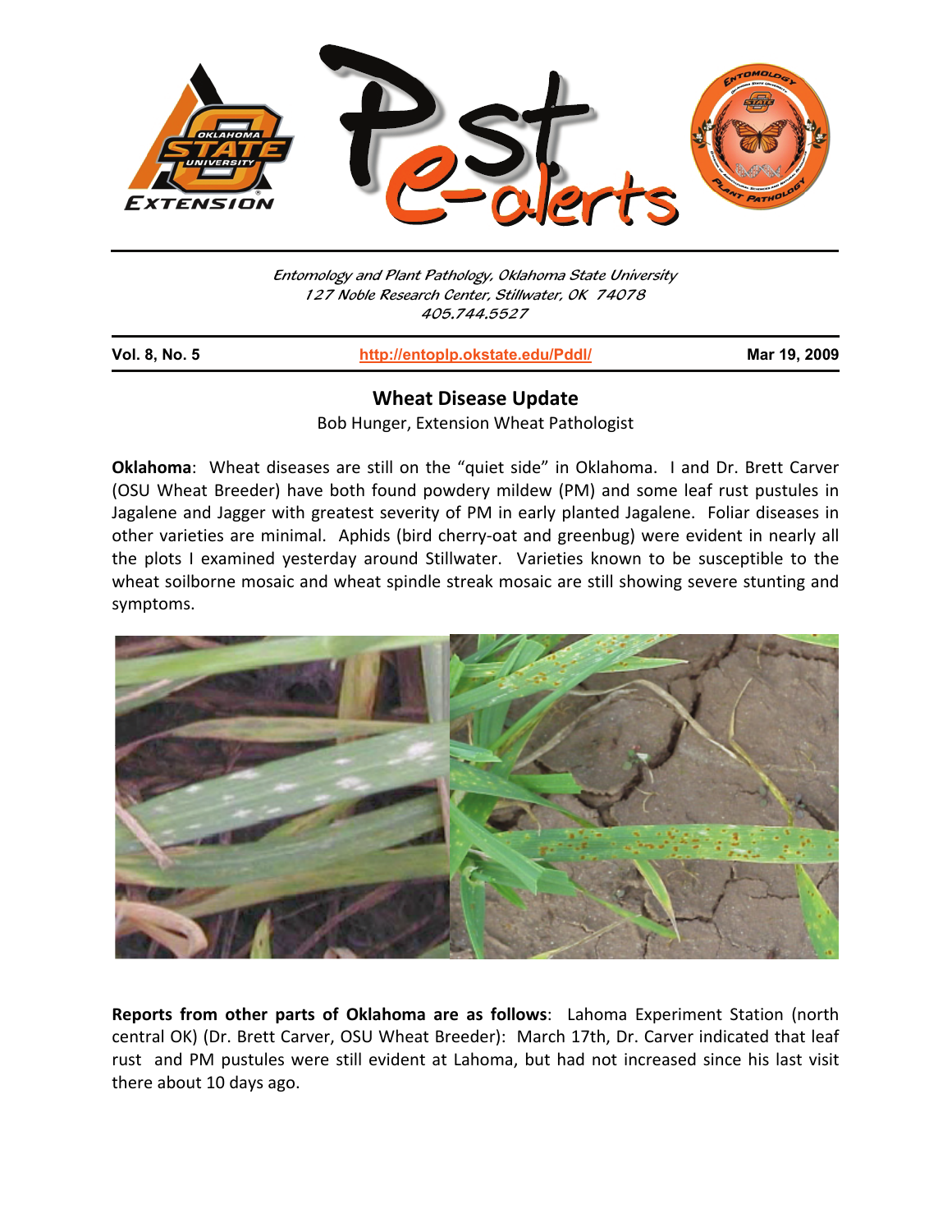*Entomology and Plant Pathology, Oklahoma State University*
*127 Noble Research Center, Stillwater, OK 74078*
*405.744.5527*

**Vol. 8, No. 5** | **http://entoplp.okstate.edu/Pddl/** | **Mar 19, 2009**

## Wheat Disease Update

Bob Hunger, Extension Wheat Pathologist

**Oklahoma**: Wheat diseases are still on the "quiet side" in Oklahoma. I and Dr. Brett Carver (OSU Wheat Breeder) have both found powdery mildew (PM) and some leaf rust pustules in Jagalene and Jagger with greatest severity of PM in early planted Jagalene. Foliar diseases in other varieties are minimal. Aphids (bird cherry-oat and greenbug) were evident in nearly all the plots I examined yesterday around Stillwater. Varieties known to be susceptible to the wheat soilborne mosaic and wheat spindle streak mosaic are still showing severe stunting and symptoms.

**Reports from other parts of Oklahoma are as follows**: Lahoma Experiment Station (north central OK) (Dr. Brett Carver, OSU Wheat Breeder): March 17th, Dr. Carver indicated that leaf rust and PM pustules were still evident at Lahoma, but had not increased since his last visit there about 10 days ago.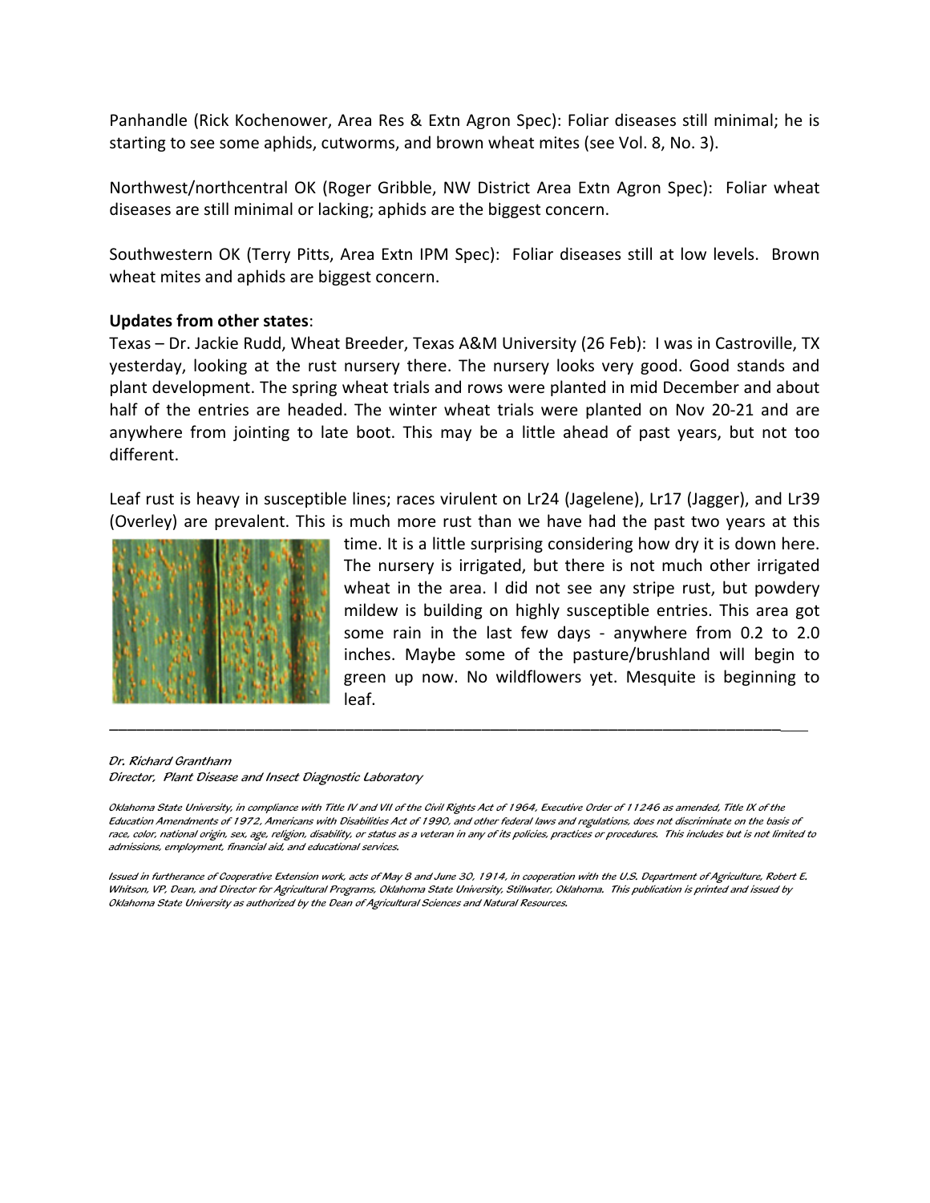Panhandle (Rick Kochenower, Area Res & Extn Agron Spec): Foliar diseases still minimal; he is starting to see some aphids, cutworms, and brown wheat mites (see Vol. 8, No. 3).

Northwest/northcentral OK (Roger Gribble, NW District Area Extn Agron Spec): Foliar wheat diseases are still minimal or lacking; aphids are the biggest concern.

Southwestern OK (Terry Pitts, Area Extn IPM Spec): Foliar diseases still at low levels. Brown wheat mites and aphids are biggest concern.

**Updates from other states**:

Texas – Dr. Jackie Rudd, Wheat Breeder, Texas A&M University (26 Feb): I was in Castroville, TX yesterday, looking at the rust nursery there. The nursery looks very good. Good stands and plant development. The spring wheat trials and rows were planted in mid December and about half of the entries are headed. The winter wheat trials were planted on Nov 20-21 and are anywhere from jointing to late boot. This may be a little ahead of past years, but not too different.

Leaf rust is heavy in susceptible lines; races virulent on Lr24 (Jagelene), Lr17 (Jagger), and Lr39 (Overley) are prevalent. This is much more rust than we have had the past two years at this time. It is a little surprising considering how dry it is down here. The nursery is irrigated, but there is not much other irrigated wheat in the area. I did not see any stripe rust, but powdery mildew is building on highly susceptible entries. This area got some rain in the last few days - anywhere from 0.2 to 2.0 inches. Maybe some of the pasture/brushland will begin to green up now. No wildflowers yet. Mesquite is beginning to leaf.

---

*Dr. Richard Grantham*
*Director, Plant Disease and Insect Diagnostic Laboratory*

*Oklahoma State University, in compliance with Title IV and VII of the Civil Rights Act of 1964, Executive Order of 11246 as amended, Title IX of the Education Amendments of 1972, Americans with Disabilities Act of 1990, and other federal laws and regulations, does not discriminate on the basis of race, color, national origin, sex, age, religion, disability, or status as a veteran in any of its policies, practices or procedures. This includes but is not limited to admissions, employment, financial aid, and educational services.*

*Issued in furtherance of Cooperative Extension work, acts of May 8 and June 30, 1914, in cooperation with the U.S. Department of Agriculture, Robert E. Whitson, VP, Dean, and Director for Agricultural Programs, Oklahoma State University, Stillwater, Oklahoma. This publication is printed and issued by Oklahoma State University as authorized by the Dean of Agricultural Sciences and Natural Resources.*